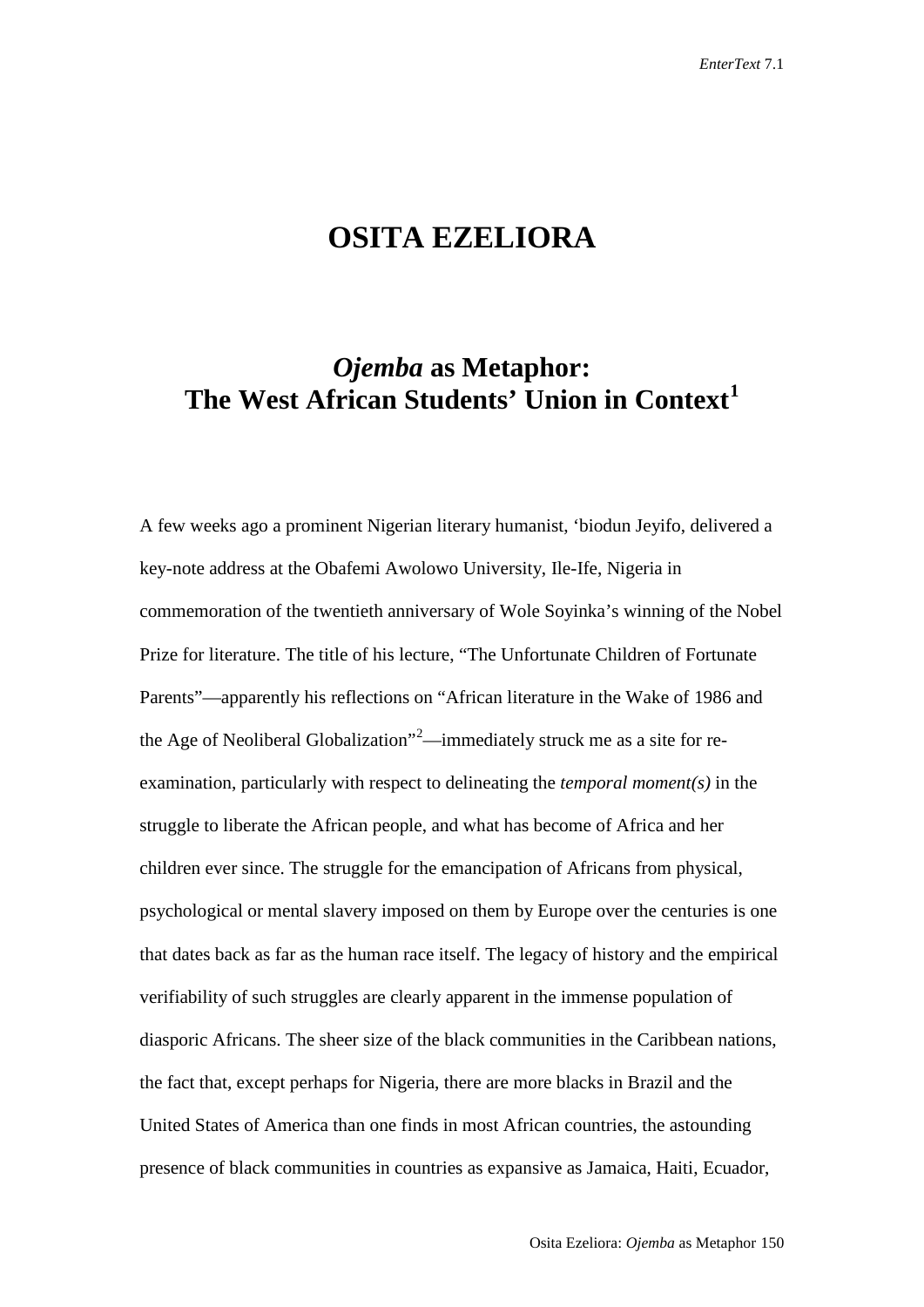# OSITA EZELIORA

## *Ojemba* as Metaphor: The West African Students' Union in Context[1]

A few weeks ago a prominent Nigerian literary humanist, 'biodun Jeyifo, delivered a key-note address at the Obafemi Awolowo University, Ile-Ife, Nigeria in commemoration of the twentieth anniversary of Wole Soyinka's winning of the Nobel Prize for literature. The title of his lecture, "The Unfortunate Children of Fortunate Parents"—apparently his reflections on "African literature in the Wake of 1986 and the Age of Neoliberal Globalization"[2]—immediately struck me as a site for re-examination, particularly with respect to delineating the *temporal moment(s)* in the struggle to liberate the African people, and what has become of Africa and her children ever since. The struggle for the emancipation of Africans from physical, psychological or mental slavery imposed on them by Europe over the centuries is one that dates back as far as the human race itself. The legacy of history and the empirical verifiability of such struggles are clearly apparent in the immense population of diasporic Africans. The sheer size of the black communities in the Caribbean nations, the fact that, except perhaps for Nigeria, there are more blacks in Brazil and the United States of America than one finds in most African countries, the astounding presence of black communities in countries as expansive as Jamaica, Haiti, Ecuador,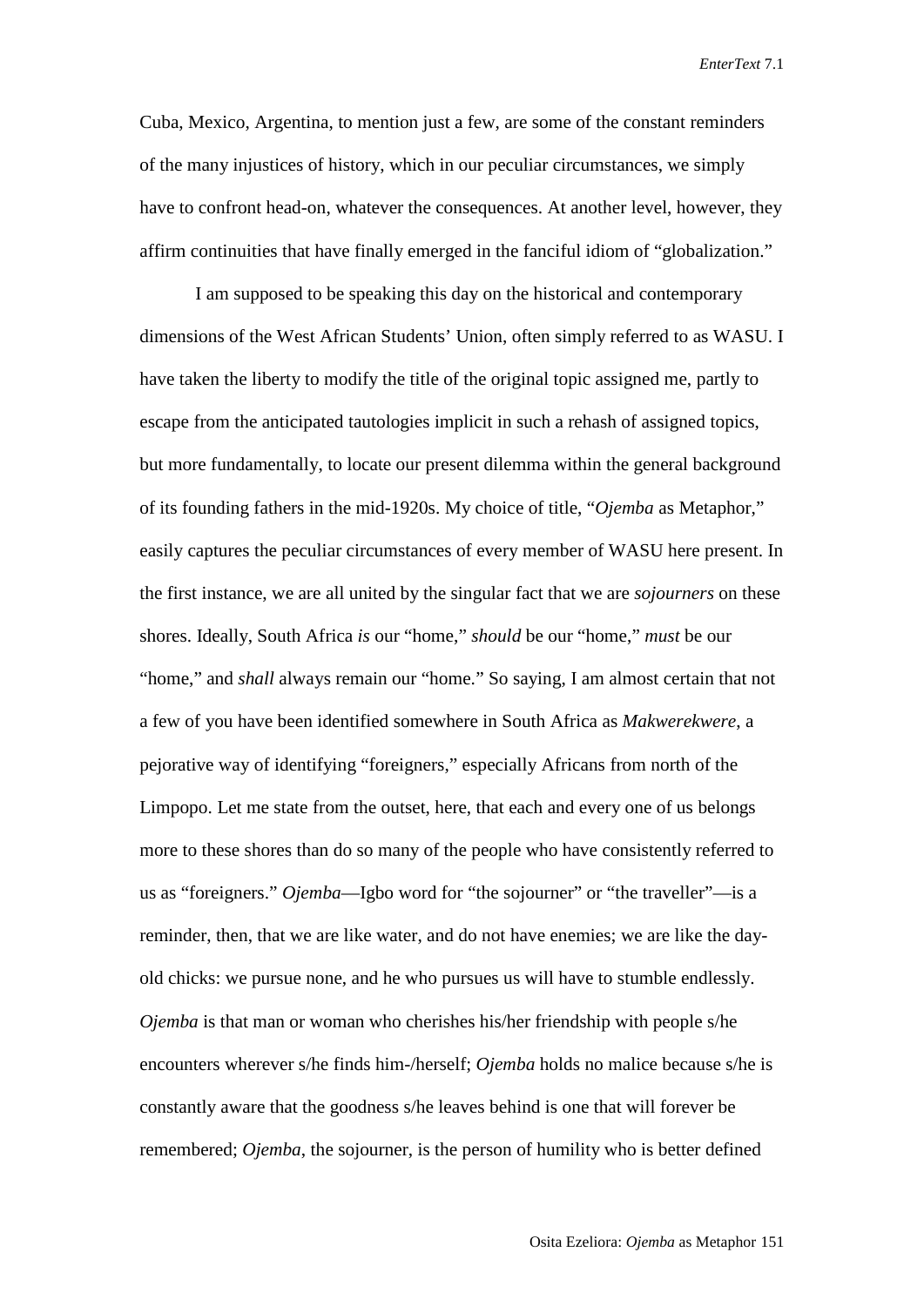Cuba, Mexico, Argentina, to mention just a few, are some of the constant reminders of the many injustices of history, which in our peculiar circumstances, we simply have to confront head-on, whatever the consequences. At another level, however, they affirm continuities that have finally emerged in the fanciful idiom of "globalization."

I am supposed to be speaking this day on the historical and contemporary dimensions of the West African Students' Union, often simply referred to as WASU. I have taken the liberty to modify the title of the original topic assigned me, partly to escape from the anticipated tautologies implicit in such a rehash of assigned topics, but more fundamentally, to locate our present dilemma within the general background of its founding fathers in the mid-1920s. My choice of title, "*Ojemba* as Metaphor," easily captures the peculiar circumstances of every member of WASU here present. In the first instance, we are all united by the singular fact that we are *sojourners* on these shores. Ideally, South Africa *is* our "home," *should* be our "home," *must* be our "home," and *shall* always remain our "home." So saying, I am almost certain that not a few of you have been identified somewhere in South Africa as *Makwerekwere*, a pejorative way of identifying "foreigners," especially Africans from north of the Limpopo. Let me state from the outset, here, that each and every one of us belongs more to these shores than do so many of the people who have consistently referred to us as "foreigners." *Ojemba*—Igbo word for "the sojourner" or "the traveller"—is a reminder, then, that we are like water, and do not have enemies; we are like the day-old chicks: we pursue none, and he who pursues us will have to stumble endlessly. *Ojemba* is that man or woman who cherishes his/her friendship with people s/he encounters wherever s/he finds him-/herself; *Ojemba* holds no malice because s/he is constantly aware that the goodness s/he leaves behind is one that will forever be remembered; *Ojemba*, the sojourner, is the person of humility who is better defined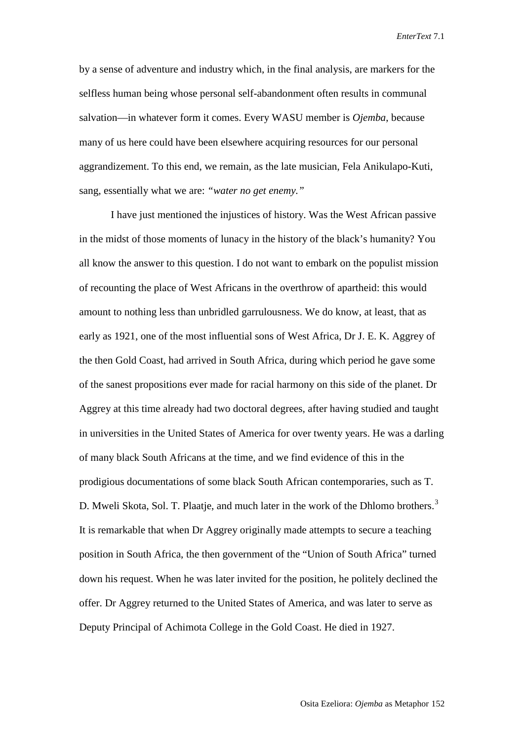by a sense of adventure and industry which, in the final analysis, are markers for the selfless human being whose personal self-abandonment often results in communal salvation—in whatever form it comes. Every WASU member is *Ojemba*, because many of us here could have been elsewhere acquiring resources for our personal aggrandizement. To this end, we remain, as the late musician, Fela Anikulapo-Kuti, sang, essentially what we are: *"water no get enemy."*

I have just mentioned the injustices of history. Was the West African passive in the midst of those moments of lunacy in the history of the black's humanity? You all know the answer to this question. I do not want to embark on the populist mission of recounting the place of West Africans in the overthrow of apartheid: this would amount to nothing less than unbridled garrulousness. We do know, at least, that as early as 1921, one of the most influential sons of West Africa, Dr J. E. K. Aggrey of the then Gold Coast, had arrived in South Africa, during which period he gave some of the sanest propositions ever made for racial harmony on this side of the planet. Dr Aggrey at this time already had two doctoral degrees, after having studied and taught in universities in the United States of America for over twenty years. He was a darling of many black South Africans at the time, and we find evidence of this in the prodigious documentations of some black South African contemporaries, such as T. D. Mweli Skota, Sol. T. Plaatje, and much later in the work of the Dhlomo brothers.[3] It is remarkable that when Dr Aggrey originally made attempts to secure a teaching position in South Africa, the then government of the "Union of South Africa" turned down his request. When he was later invited for the position, he politely declined the offer. Dr Aggrey returned to the United States of America, and was later to serve as Deputy Principal of Achimota College in the Gold Coast. He died in 1927.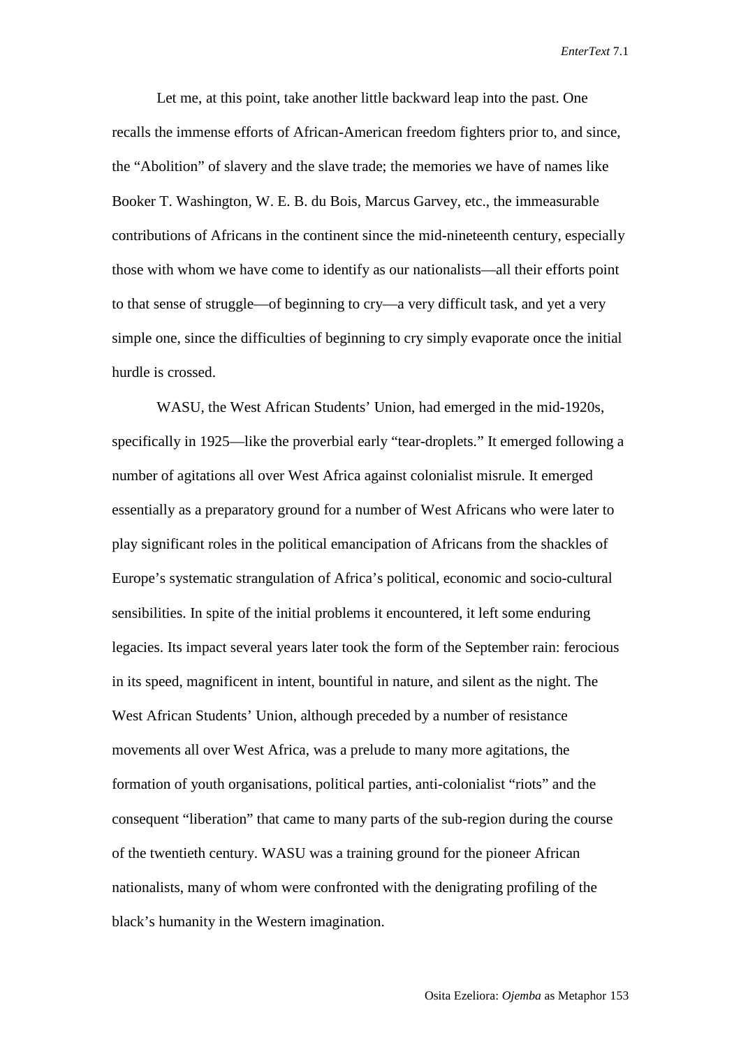Let me, at this point, take another little backward leap into the past. One recalls the immense efforts of African-American freedom fighters prior to, and since, the "Abolition" of slavery and the slave trade; the memories we have of names like Booker T. Washington, W. E. B. du Bois, Marcus Garvey, etc., the immeasurable contributions of Africans in the continent since the mid-nineteenth century, especially those with whom we have come to identify as our nationalists—all their efforts point to that sense of struggle—of beginning to cry—a very difficult task, and yet a very simple one, since the difficulties of beginning to cry simply evaporate once the initial hurdle is crossed.

WASU, the West African Students' Union, had emerged in the mid-1920s, specifically in 1925—like the proverbial early "tear-droplets." It emerged following a number of agitations all over West Africa against colonialist misrule. It emerged essentially as a preparatory ground for a number of West Africans who were later to play significant roles in the political emancipation of Africans from the shackles of Europe's systematic strangulation of Africa's political, economic and socio-cultural sensibilities. In spite of the initial problems it encountered, it left some enduring legacies. Its impact several years later took the form of the September rain: ferocious in its speed, magnificent in intent, bountiful in nature, and silent as the night. The West African Students' Union, although preceded by a number of resistance movements all over West Africa, was a prelude to many more agitations, the formation of youth organisations, political parties, anti-colonialist "riots" and the consequent "liberation" that came to many parts of the sub-region during the course of the twentieth century. WASU was a training ground for the pioneer African nationalists, many of whom were confronted with the denigrating profiling of the black's humanity in the Western imagination.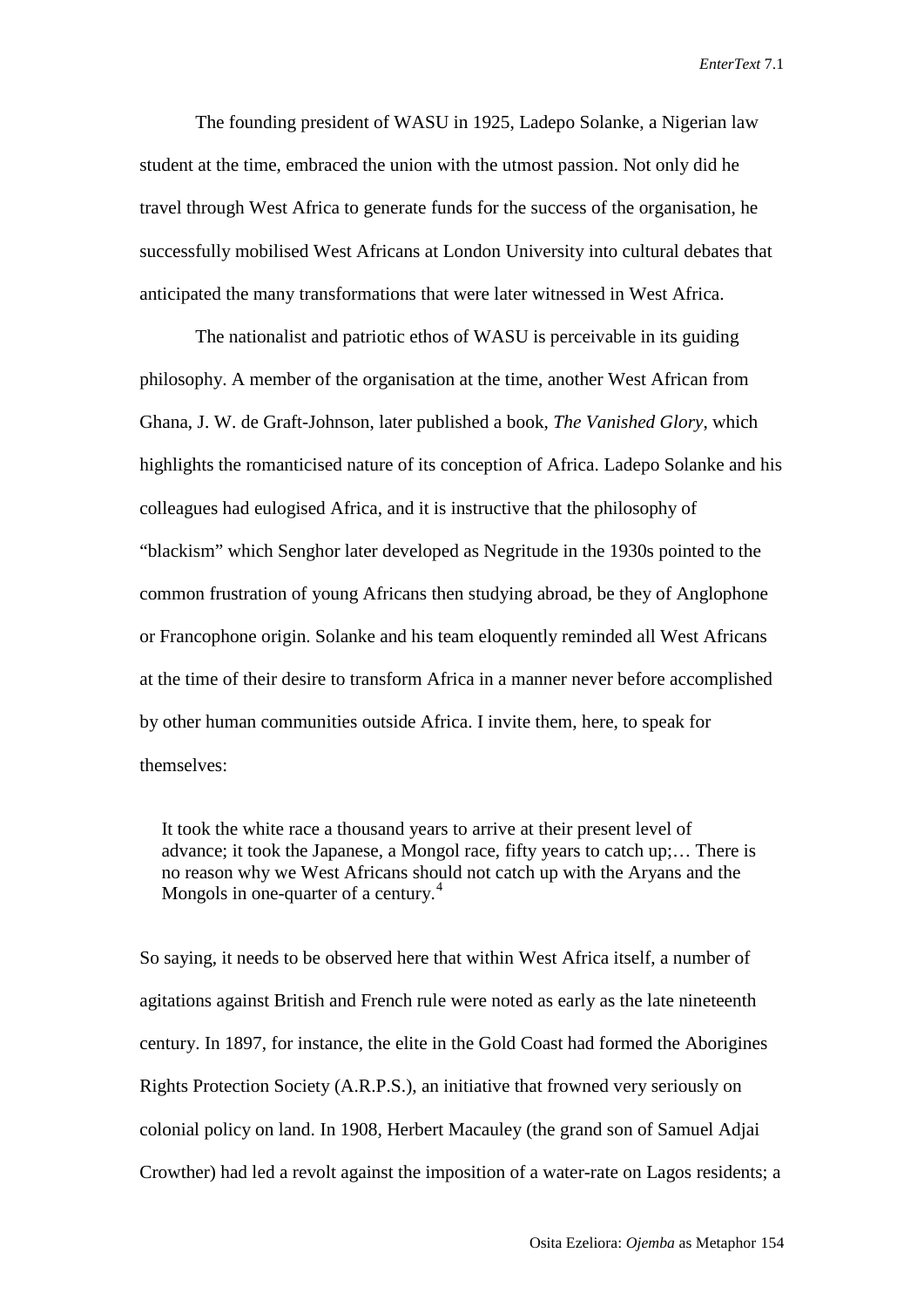The founding president of WASU in 1925, Ladepo Solanke, a Nigerian law student at the time, embraced the union with the utmost passion. Not only did he travel through West Africa to generate funds for the success of the organisation, he successfully mobilised West Africans at London University into cultural debates that anticipated the many transformations that were later witnessed in West Africa.

The nationalist and patriotic ethos of WASU is perceivable in its guiding philosophy. A member of the organisation at the time, another West African from Ghana, J. W. de Graft-Johnson, later published a book, *The Vanished Glory*, which highlights the romanticised nature of its conception of Africa. Ladepo Solanke and his colleagues had eulogised Africa, and it is instructive that the philosophy of "blackism" which Senghor later developed as Negritude in the 1930s pointed to the common frustration of young Africans then studying abroad, be they of Anglophone or Francophone origin. Solanke and his team eloquently reminded all West Africans at the time of their desire to transform Africa in a manner never before accomplished by other human communities outside Africa. I invite them, here, to speak for themselves:

> It took the white race a thousand years to arrive at their present level of advance; it took the Japanese, a Mongol race, fifty years to catch up;… There is no reason why we West Africans should not catch up with the Aryans and the Mongols in one-quarter of a century.[4]

So saying, it needs to be observed here that within West Africa itself, a number of agitations against British and French rule were noted as early as the late nineteenth century. In 1897, for instance, the elite in the Gold Coast had formed the Aborigines Rights Protection Society (A.R.P.S.), an initiative that frowned very seriously on colonial policy on land. In 1908, Herbert Macauley (the grand son of Samuel Adjai Crowther) had led a revolt against the imposition of a water-rate on Lagos residents; a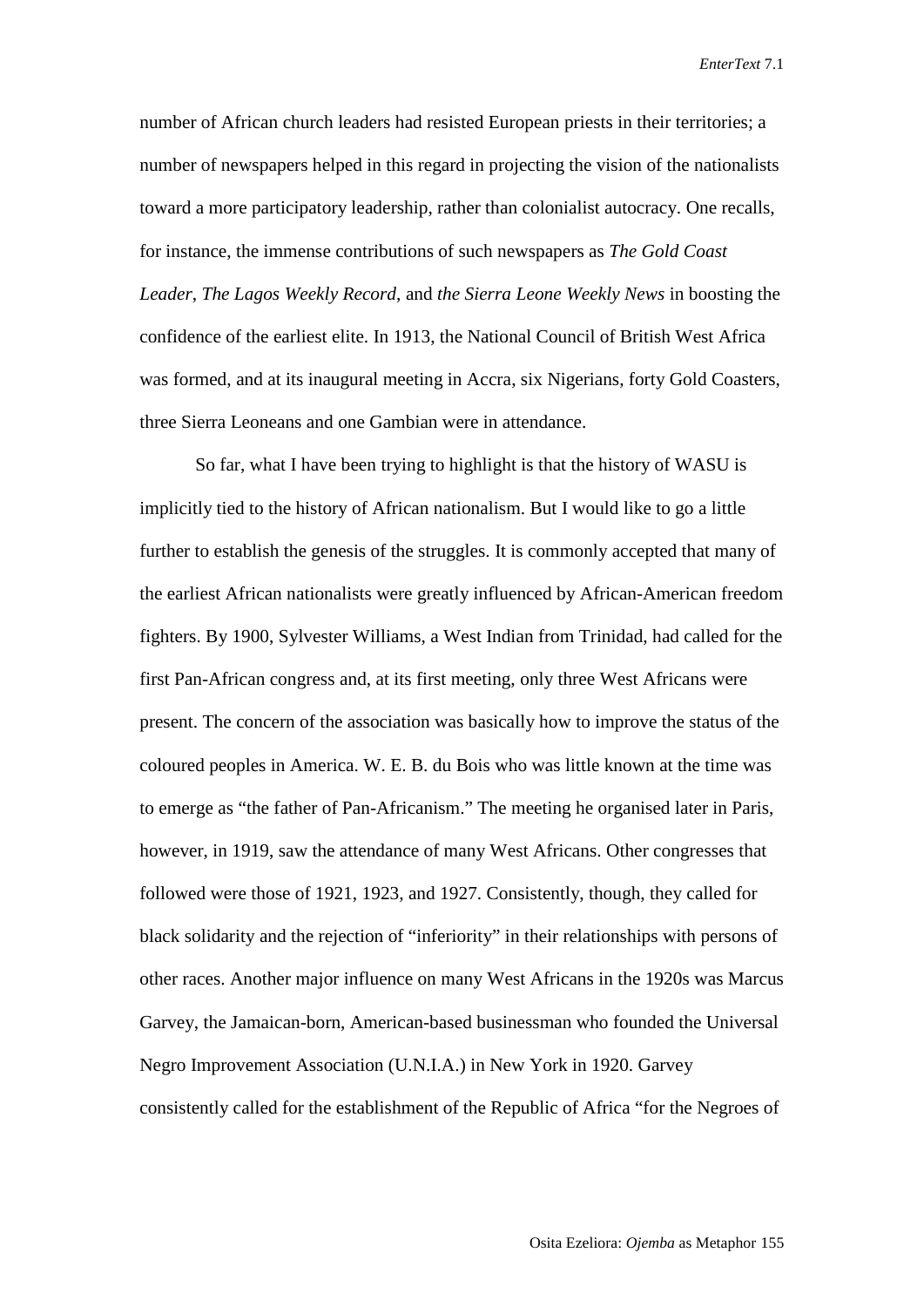number of African church leaders had resisted European priests in their territories; a number of newspapers helped in this regard in projecting the vision of the nationalists toward a more participatory leadership, rather than colonialist autocracy. One recalls, for instance, the immense contributions of such newspapers as *The Gold Coast Leader*, *The Lagos Weekly Record*, and *the Sierra Leone Weekly News* in boosting the confidence of the earliest elite. In 1913, the National Council of British West Africa was formed, and at its inaugural meeting in Accra, six Nigerians, forty Gold Coasters, three Sierra Leoneans and one Gambian were in attendance.

So far, what I have been trying to highlight is that the history of WASU is implicitly tied to the history of African nationalism. But I would like to go a little further to establish the genesis of the struggles. It is commonly accepted that many of the earliest African nationalists were greatly influenced by African-American freedom fighters. By 1900, Sylvester Williams, a West Indian from Trinidad, had called for the first Pan-African congress and, at its first meeting, only three West Africans were present. The concern of the association was basically how to improve the status of the coloured peoples in America. W. E. B. du Bois who was little known at the time was to emerge as "the father of Pan-Africanism." The meeting he organised later in Paris, however, in 1919, saw the attendance of many West Africans. Other congresses that followed were those of 1921, 1923, and 1927. Consistently, though, they called for black solidarity and the rejection of "inferiority" in their relationships with persons of other races. Another major influence on many West Africans in the 1920s was Marcus Garvey, the Jamaican-born, American-based businessman who founded the Universal Negro Improvement Association (U.N.I.A.) in New York in 1920. Garvey consistently called for the establishment of the Republic of Africa "for the Negroes of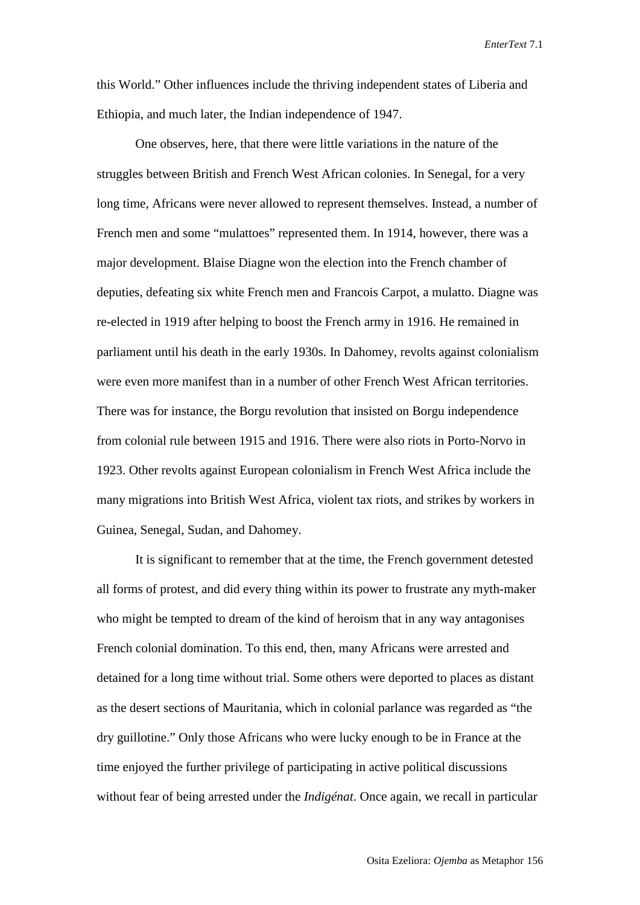this World." Other influences include the thriving independent states of Liberia and Ethiopia, and much later, the Indian independence of 1947.

One observes, here, that there were little variations in the nature of the struggles between British and French West African colonies. In Senegal, for a very long time, Africans were never allowed to represent themselves. Instead, a number of French men and some "mulattoes" represented them. In 1914, however, there was a major development. Blaise Diagne won the election into the French chamber of deputies, defeating six white French men and Francois Carpot, a mulatto. Diagne was re-elected in 1919 after helping to boost the French army in 1916. He remained in parliament until his death in the early 1930s. In Dahomey, revolts against colonialism were even more manifest than in a number of other French West African territories. There was for instance, the Borgu revolution that insisted on Borgu independence from colonial rule between 1915 and 1916. There were also riots in Porto-Norvo in 1923. Other revolts against European colonialism in French West Africa include the many migrations into British West Africa, violent tax riots, and strikes by workers in Guinea, Senegal, Sudan, and Dahomey.

It is significant to remember that at the time, the French government detested all forms of protest, and did every thing within its power to frustrate any myth-maker who might be tempted to dream of the kind of heroism that in any way antagonises French colonial domination. To this end, then, many Africans were arrested and detained for a long time without trial. Some others were deported to places as distant as the desert sections of Mauritania, which in colonial parlance was regarded as "the dry guillotine." Only those Africans who were lucky enough to be in France at the time enjoyed the further privilege of participating in active political discussions without fear of being arrested under the *Indigénat*. Once again, we recall in particular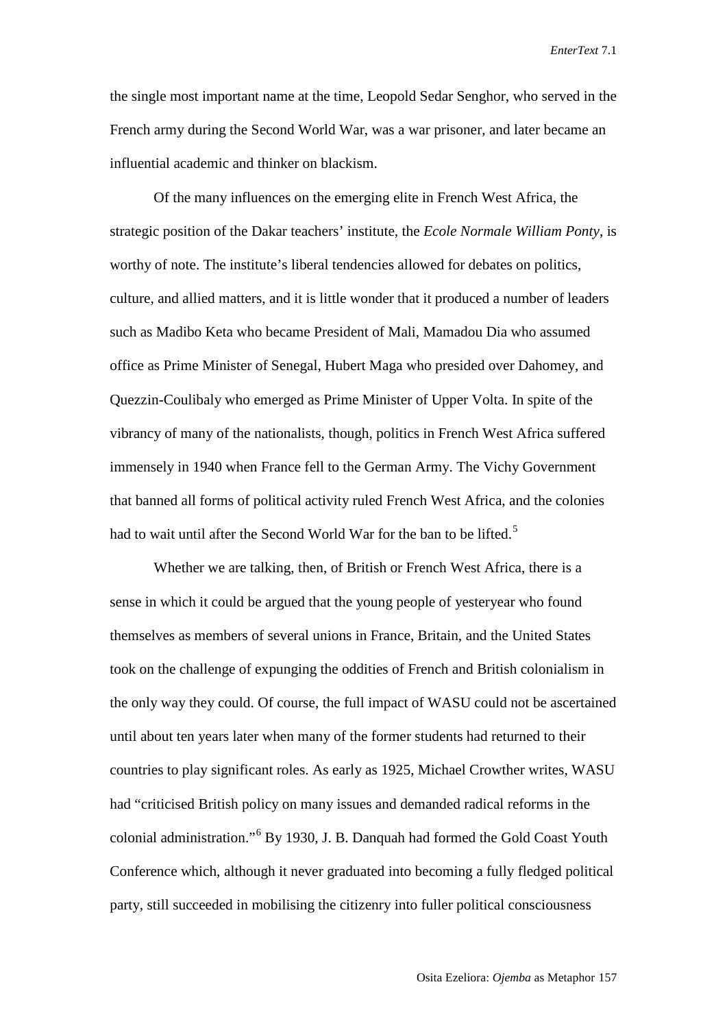the single most important name at the time, Leopold Sedar Senghor, who served in the French army during the Second World War, was a war prisoner, and later became an influential academic and thinker on blackism.

Of the many influences on the emerging elite in French West Africa, the strategic position of the Dakar teachers' institute, the *Ecole Normale William Ponty*, is worthy of note. The institute's liberal tendencies allowed for debates on politics, culture, and allied matters, and it is little wonder that it produced a number of leaders such as Madibo Keta who became President of Mali, Mamadou Dia who assumed office as Prime Minister of Senegal, Hubert Maga who presided over Dahomey, and Quezzin-Coulibaly who emerged as Prime Minister of Upper Volta. In spite of the vibrancy of many of the nationalists, though, politics in French West Africa suffered immensely in 1940 when France fell to the German Army. The Vichy Government that banned all forms of political activity ruled French West Africa, and the colonies had to wait until after the Second World War for the ban to be lifted.[5]

Whether we are talking, then, of British or French West Africa, there is a sense in which it could be argued that the young people of yesteryear who found themselves as members of several unions in France, Britain, and the United States took on the challenge of expunging the oddities of French and British colonialism in the only way they could. Of course, the full impact of WASU could not be ascertained until about ten years later when many of the former students had returned to their countries to play significant roles. As early as 1925, Michael Crowther writes, WASU had "criticised British policy on many issues and demanded radical reforms in the colonial administration."[6] By 1930, J. B. Danquah had formed the Gold Coast Youth Conference which, although it never graduated into becoming a fully fledged political party, still succeeded in mobilising the citizenry into fuller political consciousness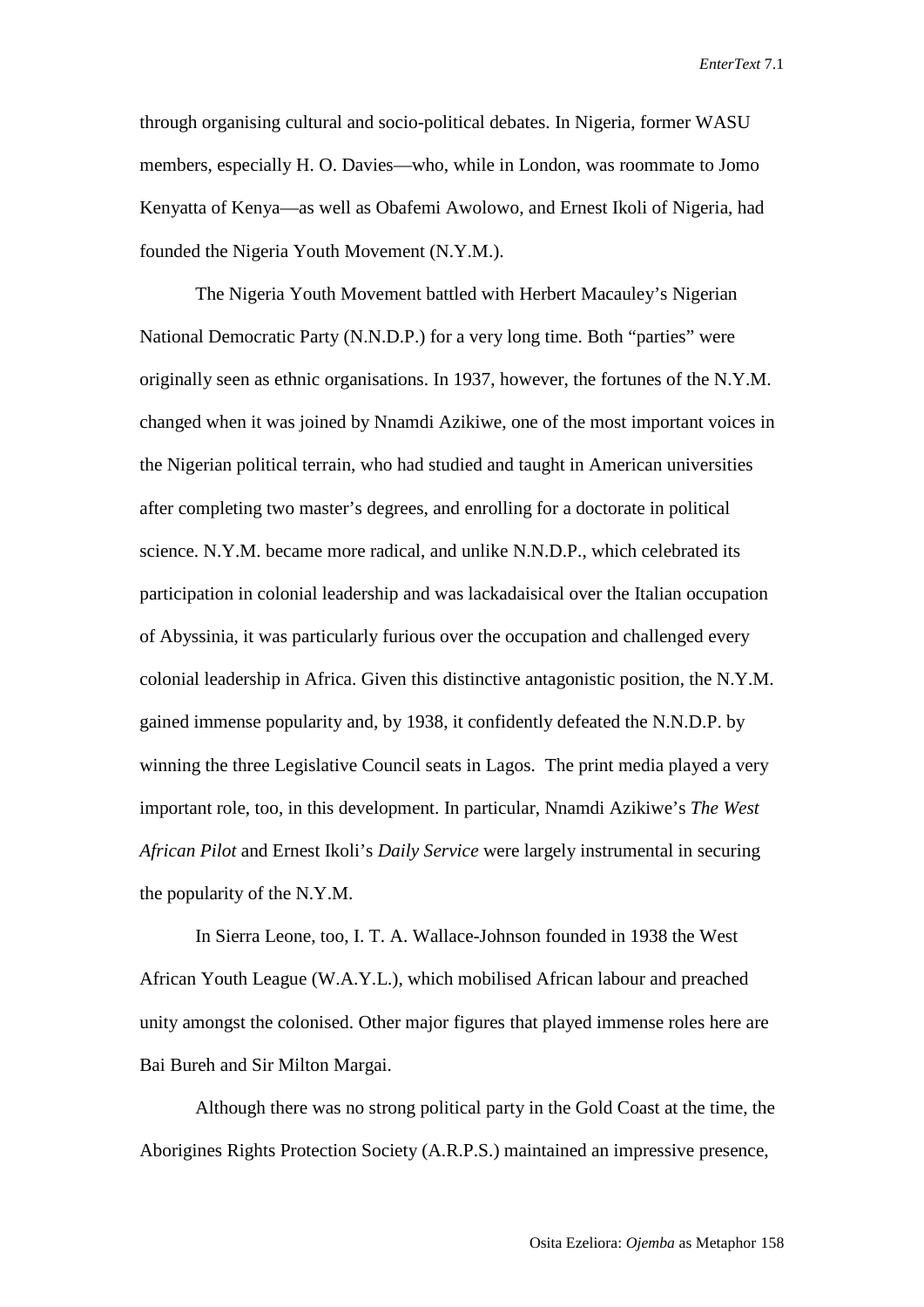through organising cultural and socio-political debates. In Nigeria, former WASU members, especially H. O. Davies—who, while in London, was roommate to Jomo Kenyatta of Kenya—as well as Obafemi Awolowo, and Ernest Ikoli of Nigeria, had founded the Nigeria Youth Movement (N.Y.M.).

The Nigeria Youth Movement battled with Herbert Macauley's Nigerian National Democratic Party (N.N.D.P.) for a very long time. Both "parties" were originally seen as ethnic organisations. In 1937, however, the fortunes of the N.Y.M. changed when it was joined by Nnamdi Azikiwe, one of the most important voices in the Nigerian political terrain, who had studied and taught in American universities after completing two master's degrees, and enrolling for a doctorate in political science. N.Y.M. became more radical, and unlike N.N.D.P., which celebrated its participation in colonial leadership and was lackadaisical over the Italian occupation of Abyssinia, it was particularly furious over the occupation and challenged every colonial leadership in Africa. Given this distinctive antagonistic position, the N.Y.M. gained immense popularity and, by 1938, it confidently defeated the N.N.D.P. by winning the three Legislative Council seats in Lagos. The print media played a very important role, too, in this development. In particular, Nnamdi Azikiwe's *The West African Pilot* and Ernest Ikoli's *Daily Service* were largely instrumental in securing the popularity of the N.Y.M.

In Sierra Leone, too, I. T. A. Wallace-Johnson founded in 1938 the West African Youth League (W.A.Y.L.), which mobilised African labour and preached unity amongst the colonised. Other major figures that played immense roles here are Bai Bureh and Sir Milton Margai.

Although there was no strong political party in the Gold Coast at the time, the Aborigines Rights Protection Society (A.R.P.S.) maintained an impressive presence,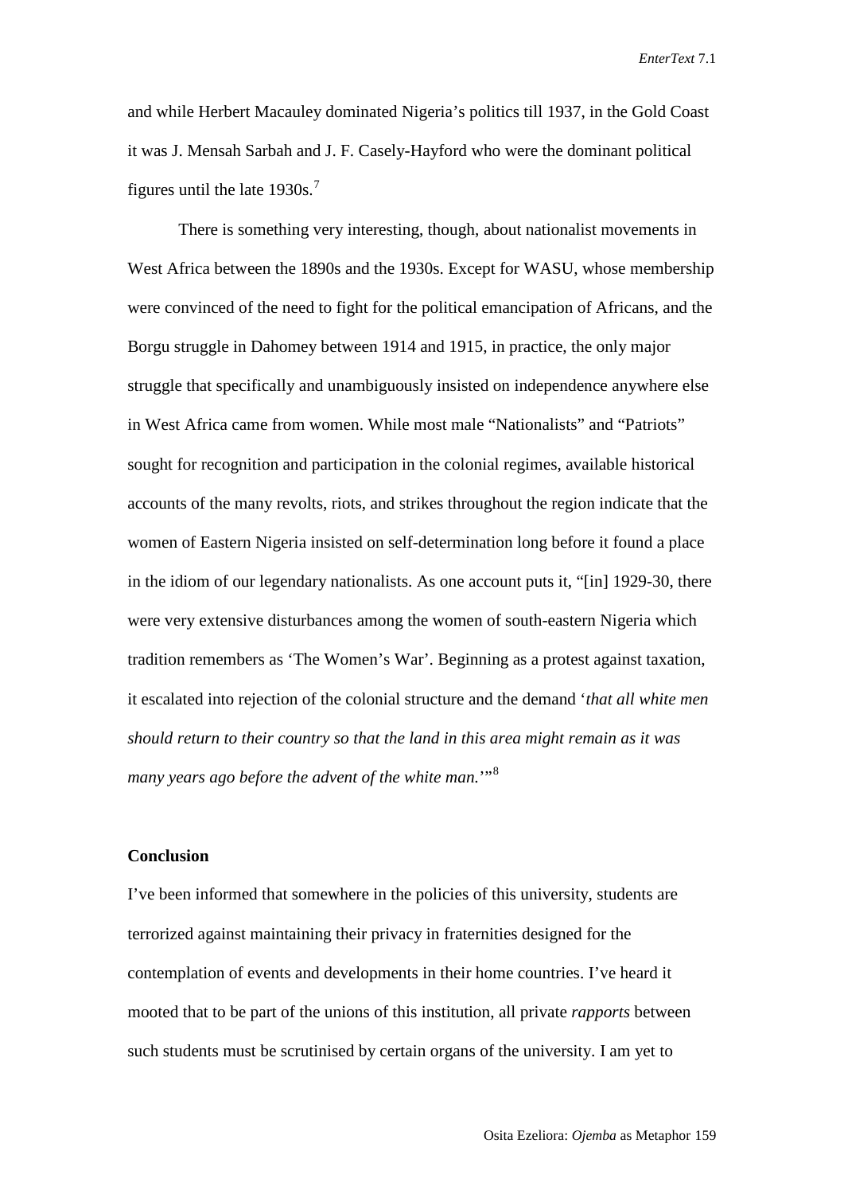and while Herbert Macauley dominated Nigeria's politics till 1937, in the Gold Coast it was J. Mensah Sarbah and J. F. Casely-Hayford who were the dominant political figures until the late 1930s.[7]

There is something very interesting, though, about nationalist movements in West Africa between the 1890s and the 1930s. Except for WASU, whose membership were convinced of the need to fight for the political emancipation of Africans, and the Borgu struggle in Dahomey between 1914 and 1915, in practice, the only major struggle that specifically and unambiguously insisted on independence anywhere else in West Africa came from women. While most male "Nationalists" and "Patriots" sought for recognition and participation in the colonial regimes, available historical accounts of the many revolts, riots, and strikes throughout the region indicate that the women of Eastern Nigeria insisted on self-determination long before it found a place in the idiom of our legendary nationalists. As one account puts it, "[in] 1929-30, there were very extensive disturbances among the women of south-eastern Nigeria which tradition remembers as 'The Women's War'. Beginning as a protest against taxation, it escalated into rejection of the colonial structure and the demand '*that all white men should return to their country so that the land in this area might remain as it was many years ago before the advent of the white man.*'"[8]

**Conclusion**

I've been informed that somewhere in the policies of this university, students are terrorized against maintaining their privacy in fraternities designed for the contemplation of events and developments in their home countries. I've heard it mooted that to be part of the unions of this institution, all private *rapports* between such students must be scrutinised by certain organs of the university. I am yet to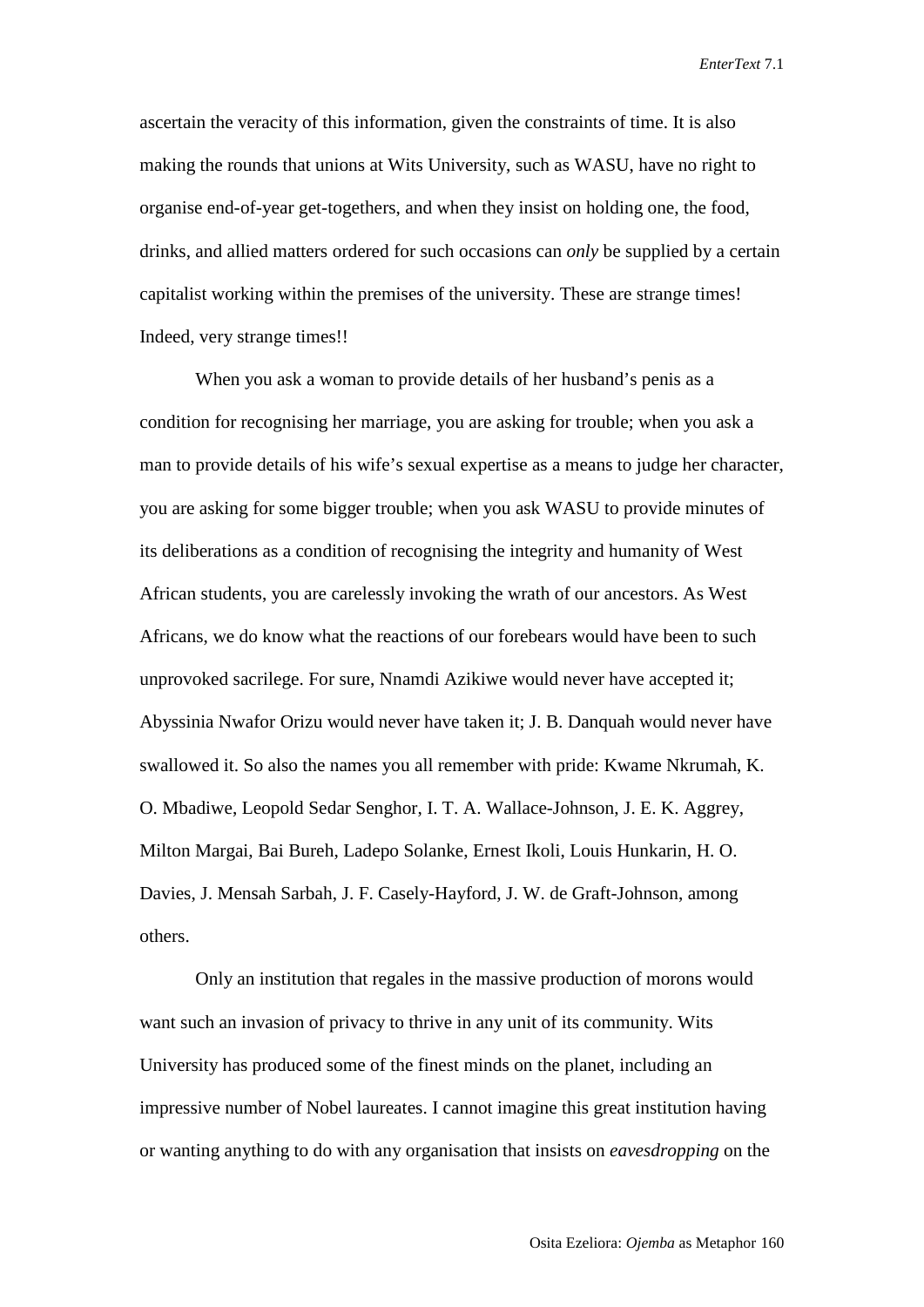ascertain the veracity of this information, given the constraints of time. It is also making the rounds that unions at Wits University, such as WASU, have no right to organise end-of-year get-togethers, and when they insist on holding one, the food, drinks, and allied matters ordered for such occasions can *only* be supplied by a certain capitalist working within the premises of the university. These are strange times! Indeed, very strange times!!

When you ask a woman to provide details of her husband's penis as a condition for recognising her marriage, you are asking for trouble; when you ask a man to provide details of his wife's sexual expertise as a means to judge her character, you are asking for some bigger trouble; when you ask WASU to provide minutes of its deliberations as a condition of recognising the integrity and humanity of West African students, you are carelessly invoking the wrath of our ancestors. As West Africans, we do know what the reactions of our forebears would have been to such unprovoked sacrilege. For sure, Nnamdi Azikiwe would never have accepted it; Abyssinia Nwafor Orizu would never have taken it; J. B. Danquah would never have swallowed it. So also the names you all remember with pride: Kwame Nkrumah, K. O. Mbadiwe, Leopold Sedar Senghor, I. T. A. Wallace-Johnson, J. E. K. Aggrey, Milton Margai, Bai Bureh, Ladepo Solanke, Ernest Ikoli, Louis Hunkarin, H. O. Davies, J. Mensah Sarbah, J. F. Casely-Hayford, J. W. de Graft-Johnson, among others.

Only an institution that regales in the massive production of morons would want such an invasion of privacy to thrive in any unit of its community. Wits University has produced some of the finest minds on the planet, including an impressive number of Nobel laureates. I cannot imagine this great institution having or wanting anything to do with any organisation that insists on *eavesdropping* on the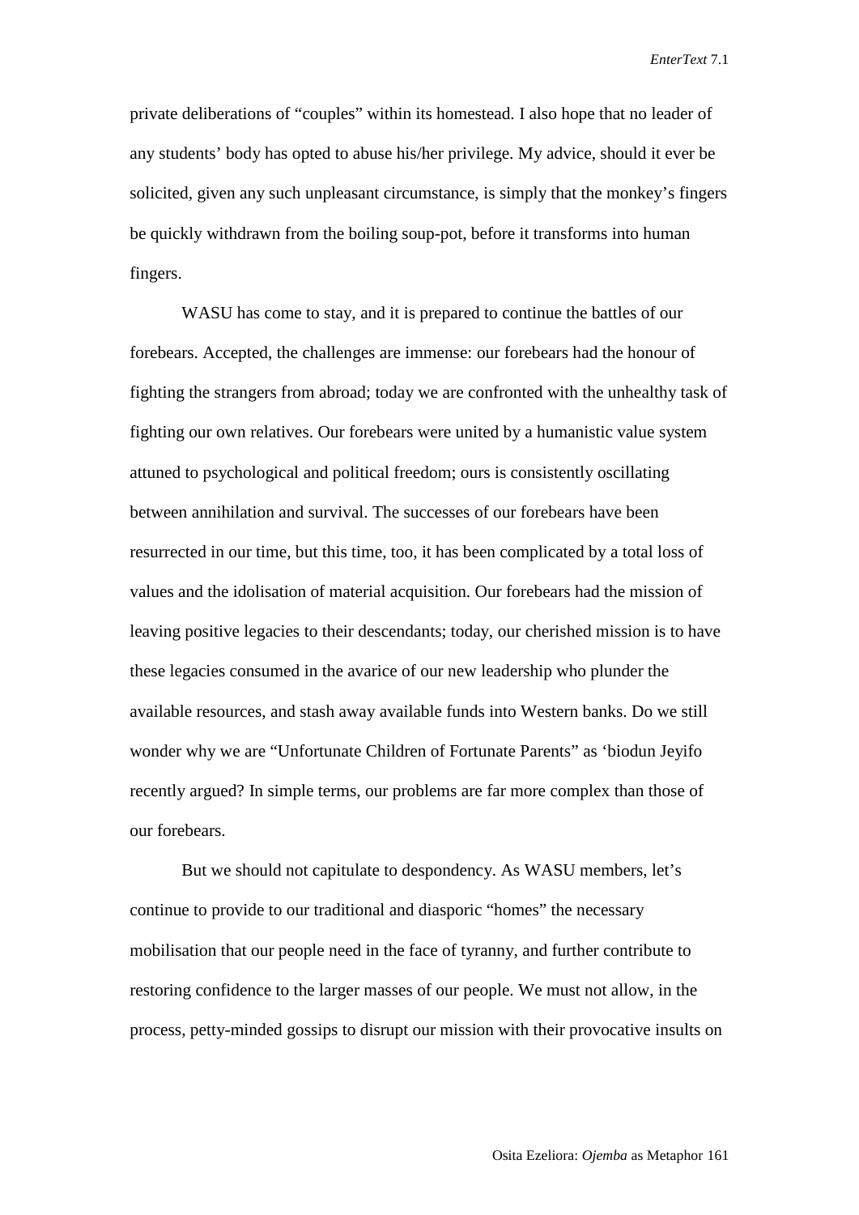private deliberations of "couples" within its homestead. I also hope that no leader of any students' body has opted to abuse his/her privilege. My advice, should it ever be solicited, given any such unpleasant circumstance, is simply that the monkey's fingers be quickly withdrawn from the boiling soup-pot, before it transforms into human fingers.

WASU has come to stay, and it is prepared to continue the battles of our forebears. Accepted, the challenges are immense: our forebears had the honour of fighting the strangers from abroad; today we are confronted with the unhealthy task of fighting our own relatives. Our forebears were united by a humanistic value system attuned to psychological and political freedom; ours is consistently oscillating between annihilation and survival. The successes of our forebears have been resurrected in our time, but this time, too, it has been complicated by a total loss of values and the idolisation of material acquisition. Our forebears had the mission of leaving positive legacies to their descendants; today, our cherished mission is to have these legacies consumed in the avarice of our new leadership who plunder the available resources, and stash away available funds into Western banks. Do we still wonder why we are "Unfortunate Children of Fortunate Parents" as 'biodun Jeyifo recently argued? In simple terms, our problems are far more complex than those of our forebears.

But we should not capitulate to despondency. As WASU members, let's continue to provide to our traditional and diasporic "homes" the necessary mobilisation that our people need in the face of tyranny, and further contribute to restoring confidence to the larger masses of our people. We must not allow, in the process, petty-minded gossips to disrupt our mission with their provocative insults on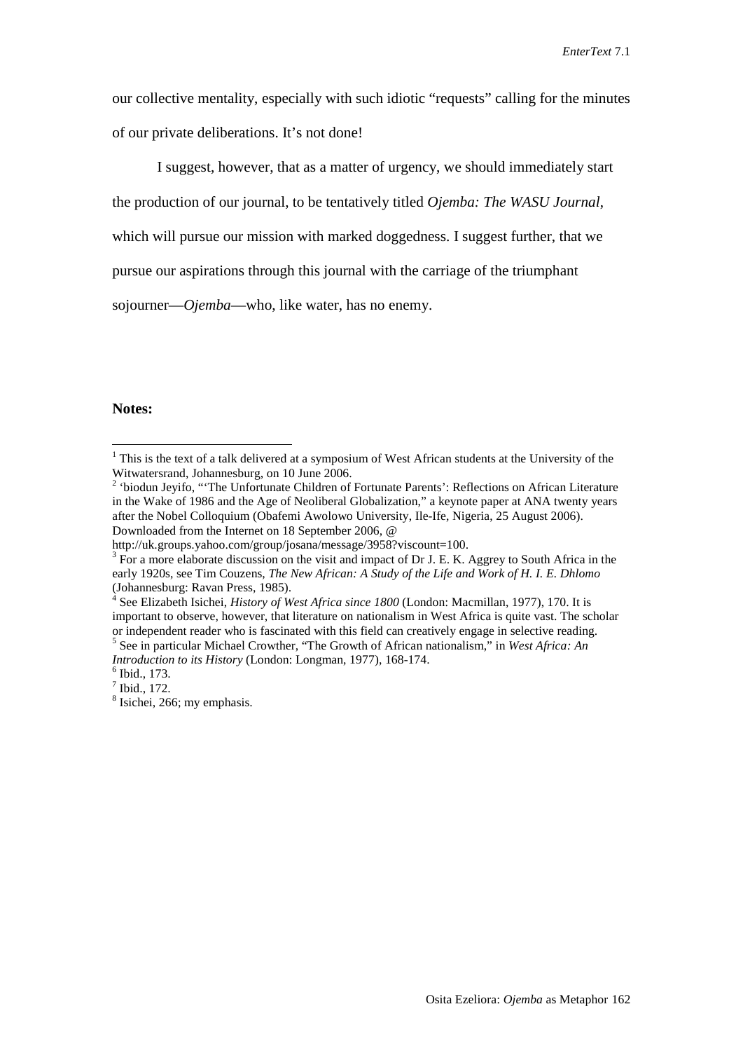our collective mentality, especially with such idiotic "requests" calling for the minutes of our private deliberations. It's not done!

I suggest, however, that as a matter of urgency, we should immediately start the production of our journal, to be tentatively titled *Ojemba: The WASU Journal*, which will pursue our mission with marked doggedness. I suggest further, that we pursue our aspirations through this journal with the carriage of the triumphant sojourner—*Ojemba*—who, like water, has no enemy.

**Notes:**

---

[1] This is the text of a talk delivered at a symposium of West African students at the University of the Witwatersrand, Johannesburg, on 10 June 2006.

[2] 'biodun Jeyifo, "'The Unfortunate Children of Fortunate Parents': Reflections on African Literature in the Wake of 1986 and the Age of Neoliberal Globalization," a keynote paper at ANA twenty years after the Nobel Colloquium (Obafemi Awolowo University, Ile-Ife, Nigeria, 25 August 2006). Downloaded from the Internet on 18 September 2006, @ http://uk.groups.yahoo.com/group/josana/message/3958?viscount=100.

[3] For a more elaborate discussion on the visit and impact of Dr J. E. K. Aggrey to South Africa in the early 1920s, see Tim Couzens, *The New African: A Study of the Life and Work of H. I. E. Dhlomo* (Johannesburg: Ravan Press, 1985).

[4] See Elizabeth Isichei, *History of West Africa since 1800* (London: Macmillan, 1977), 170. It is important to observe, however, that literature on nationalism in West Africa is quite vast. The scholar or independent reader who is fascinated with this field can creatively engage in selective reading.

[5] See in particular Michael Crowther, "The Growth of African nationalism," in *West Africa: An Introduction to its History* (London: Longman, 1977), 168-174.

[6] Ibid., 173.

[7] Ibid., 172.

[8] Isichei, 266; my emphasis.